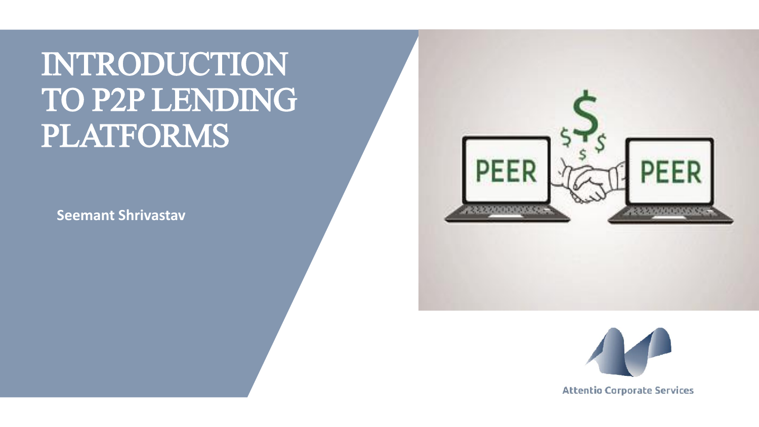# INTRODUCTION TO P2P LENDING PLATFORMS

**Seemant Shrivastav**

Attentio Corporate Services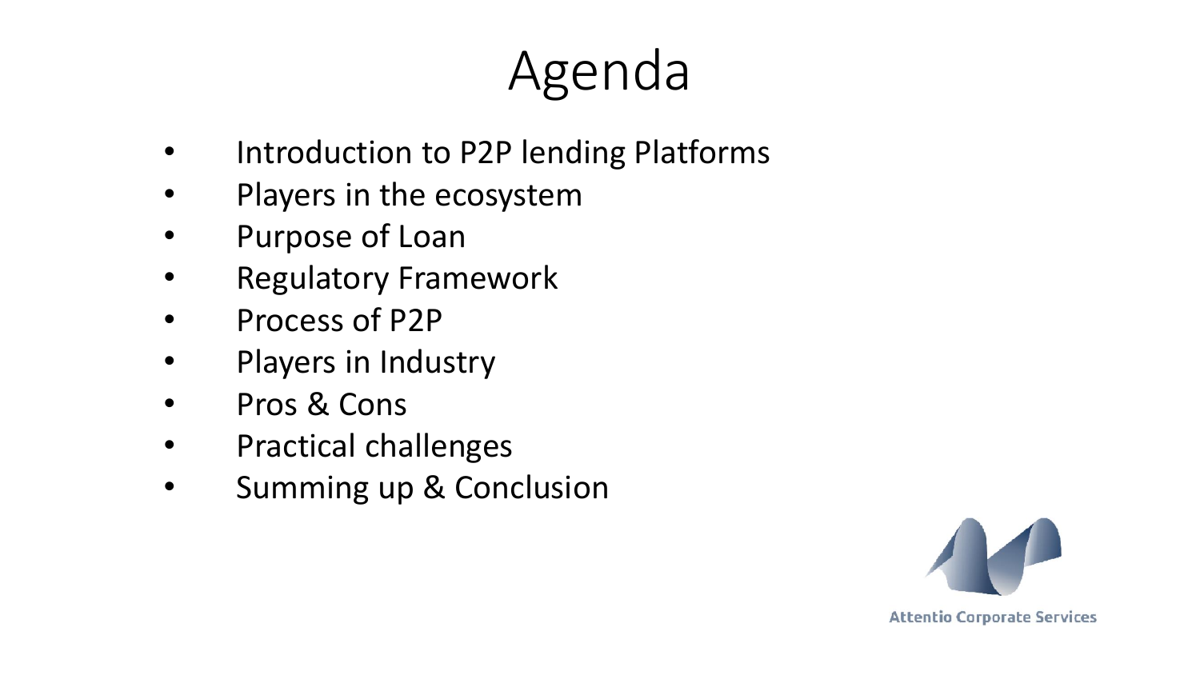# Agenda

- Introduction to P2P lending Platforms
- Players in the ecosystem
- Purpose of Loan
- Regulatory Framework
- Process of P2P
- Players in Industry
- Pros & Cons
- Practical challenges
- Summing up & Conclusion

Attentio Corporate Services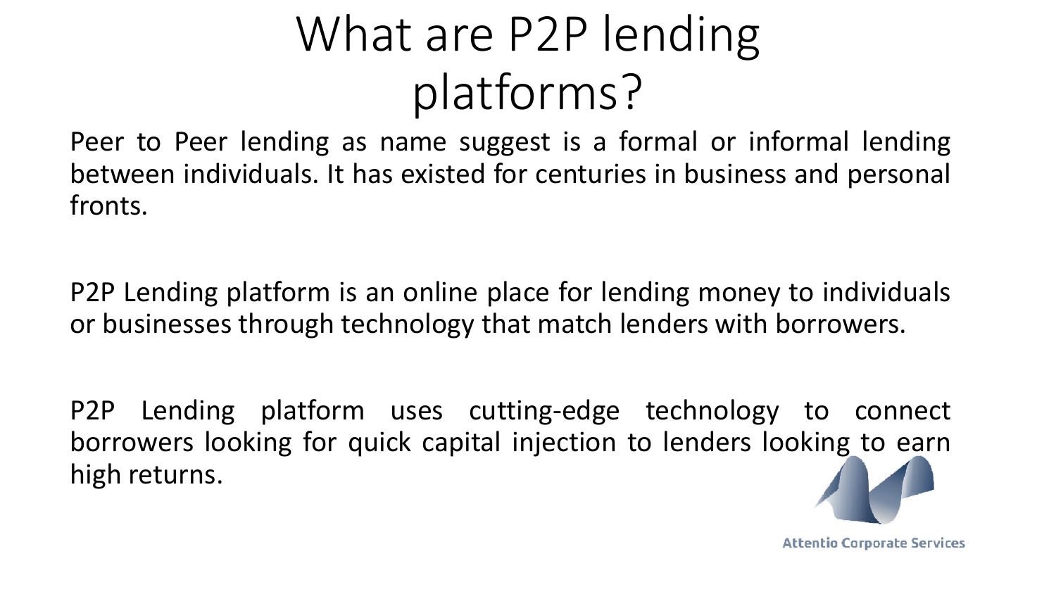# What are P2P lending platforms?

Peer to Peer lending as name suggest is a formal or informal lending between individuals. It has existed for centuries in business and personal fronts.

P2P Lending platform is an online place for lending money to individuals or businesses through technology that match lenders with borrowers.

P2P Lending platform uses cutting-edge technology to connect borrowers looking for quick capital injection to lenders looking to earn high returns.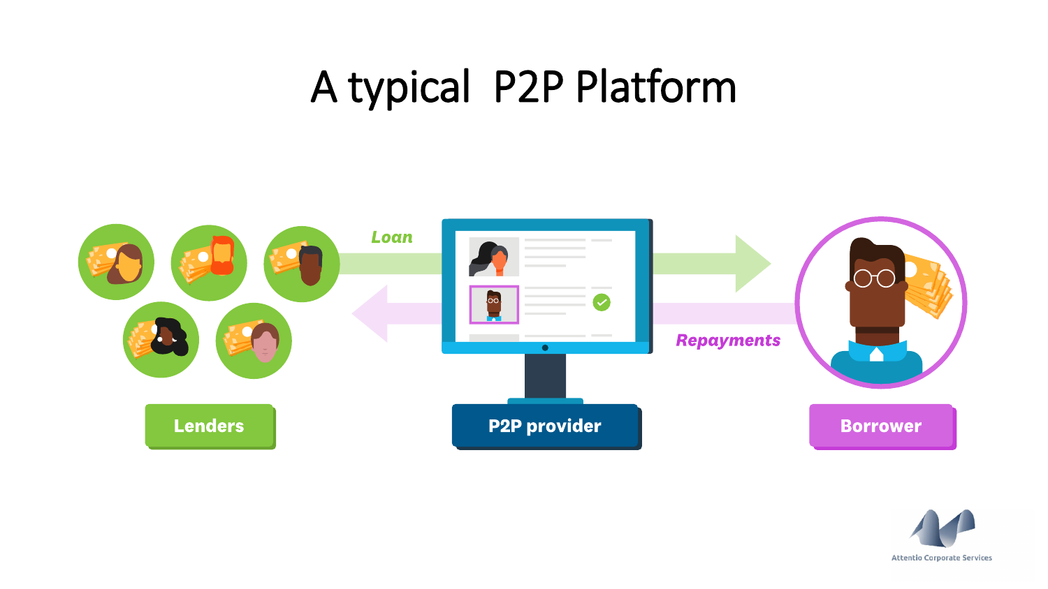# A typical P2P Platform

Loan

Repayments

Lenders

P2P provider

Borrower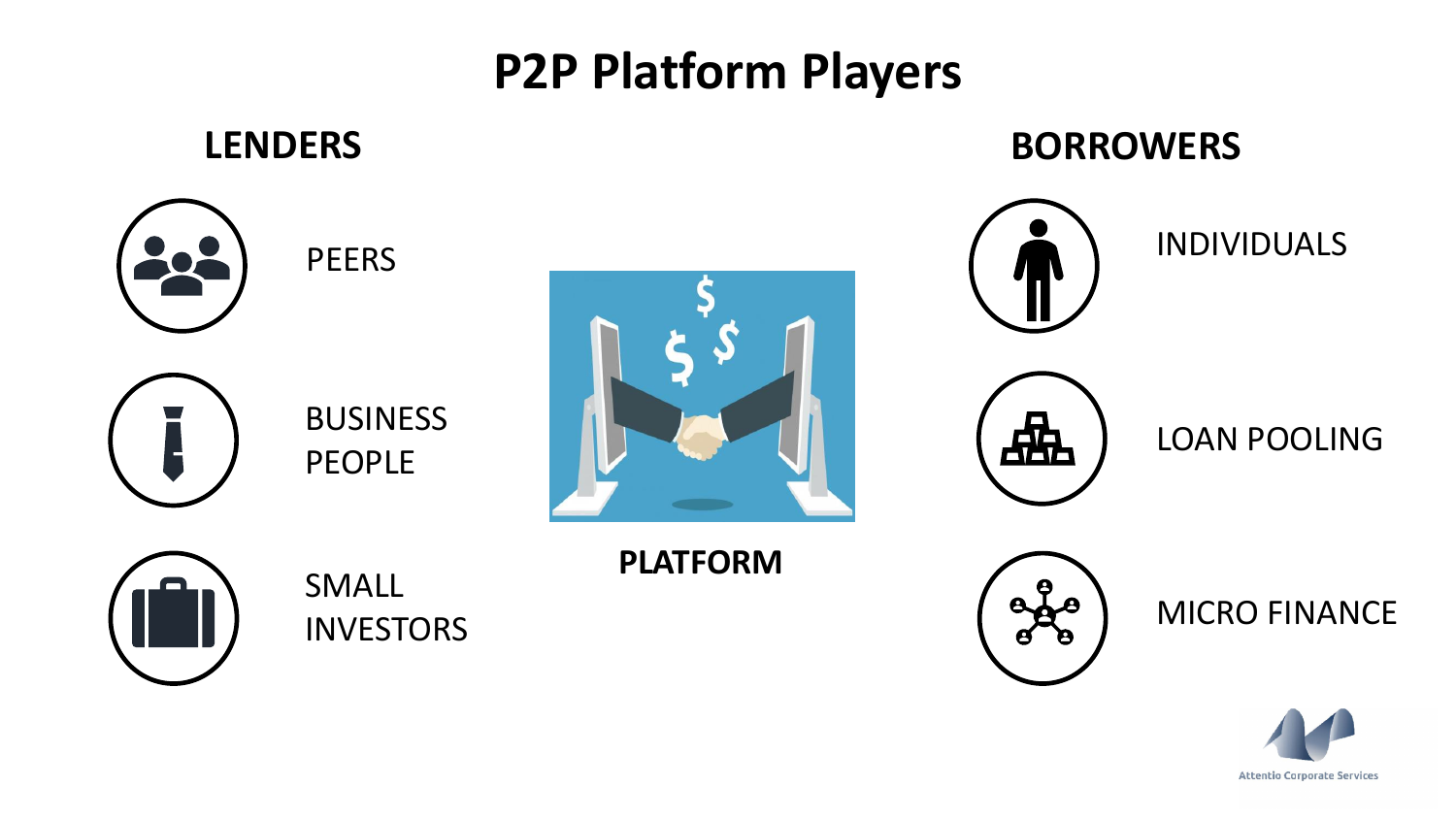# P2P Platform Players

## LENDERS

- PEERS
- BUSINESS PEOPLE
- SMALL INVESTORS

## PLATFORM

## BORROWERS

- INDIVIDUALS
- LOAN POOLING
- MICRO FINANCE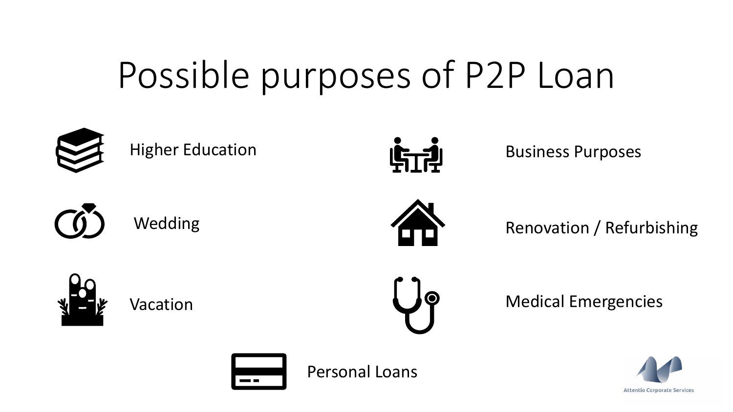# Possible purposes of P2P Loan

- Higher Education
- Wedding
- Vacation
- Business Purposes
- Renovation / Refurbishing
- Medical Emergencies
- Personal Loans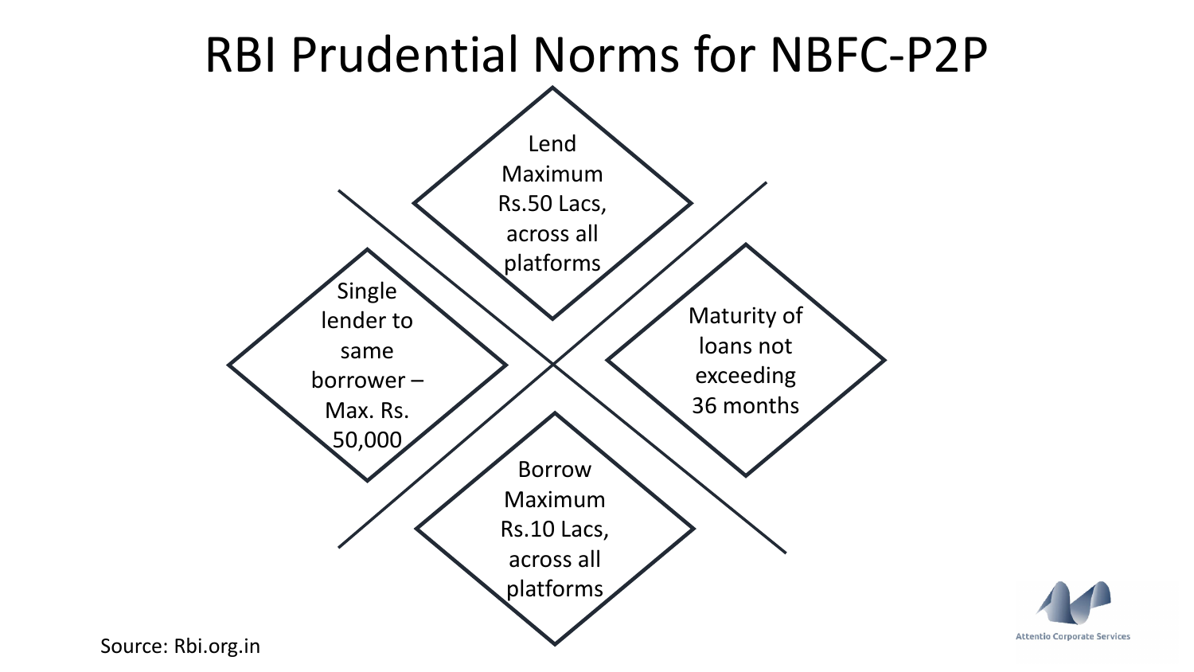# RBI Prudential Norms for NBFC-P2P

- Lend Maximum Rs.50 Lacs, across all platforms
- Single lender to same borrower – Max. Rs. 50,000
- Maturity of loans not exceeding 36 months
- Borrow Maximum Rs.10 Lacs, across all platforms

Source: Rbi.org.in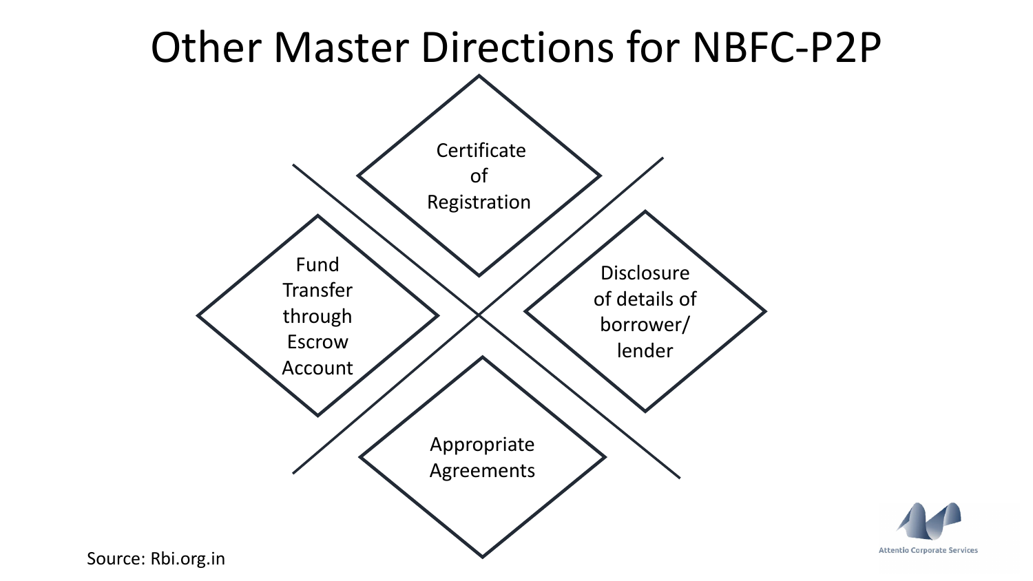# Other Master Directions for NBFC-P2P

- Certificate of Registration
- Fund Transfer through Escrow Account
- Disclosure of details of borrower/ lender
- Appropriate Agreements

Source: Rbi.org.in

Attentio Corporate Services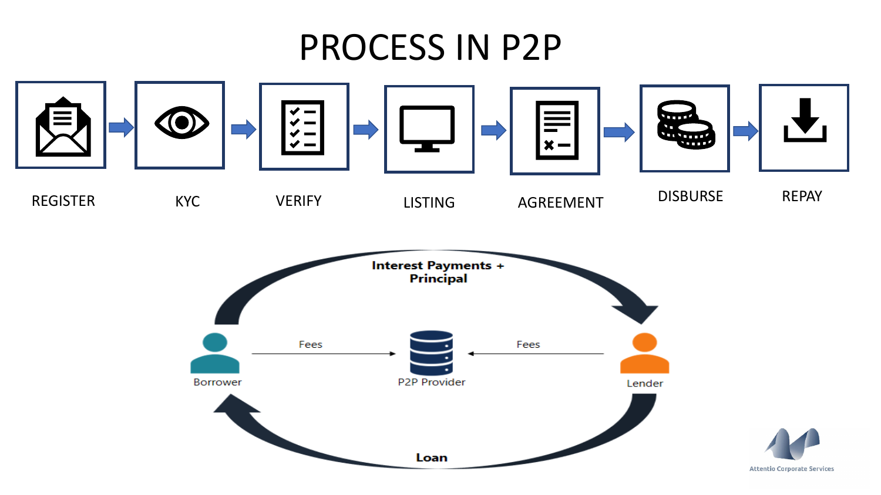# PROCESS IN P2P

REGISTER → KYC → VERIFY → LISTING → AGREEMENT → DISBURSE → REPAY

**Interest Payments + Principal**

Borrower — Fees → P2P Provider ← Fees — Lender

**Loan**

Attentio Corporate Services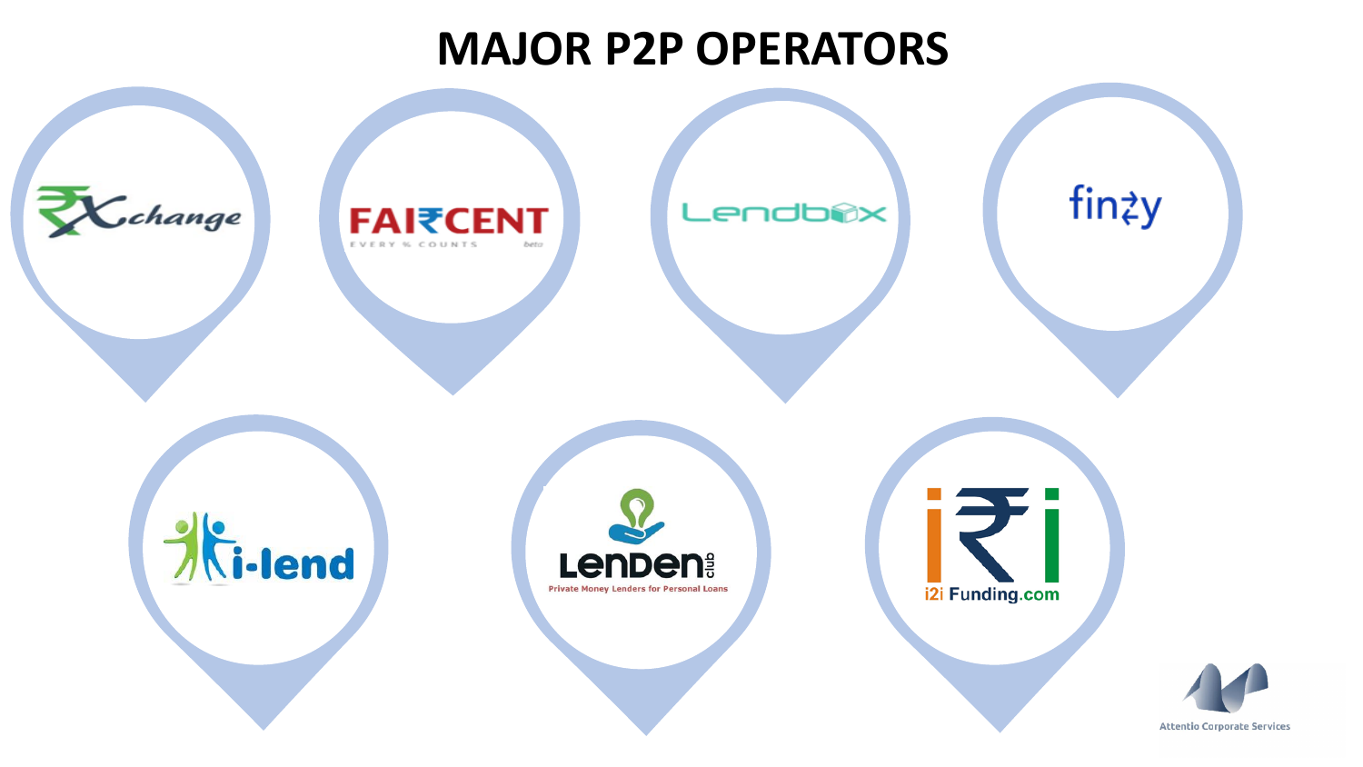# MAJOR P2P OPERATORS

- ₹Xchange
- FAI₹CENT — EVERY % COUNTS
- Lendbox
- finzy
- i-lend
- LenDen club — Private Money Lenders for Personal Loans
- i2i Funding.com

Attentio Corporate Services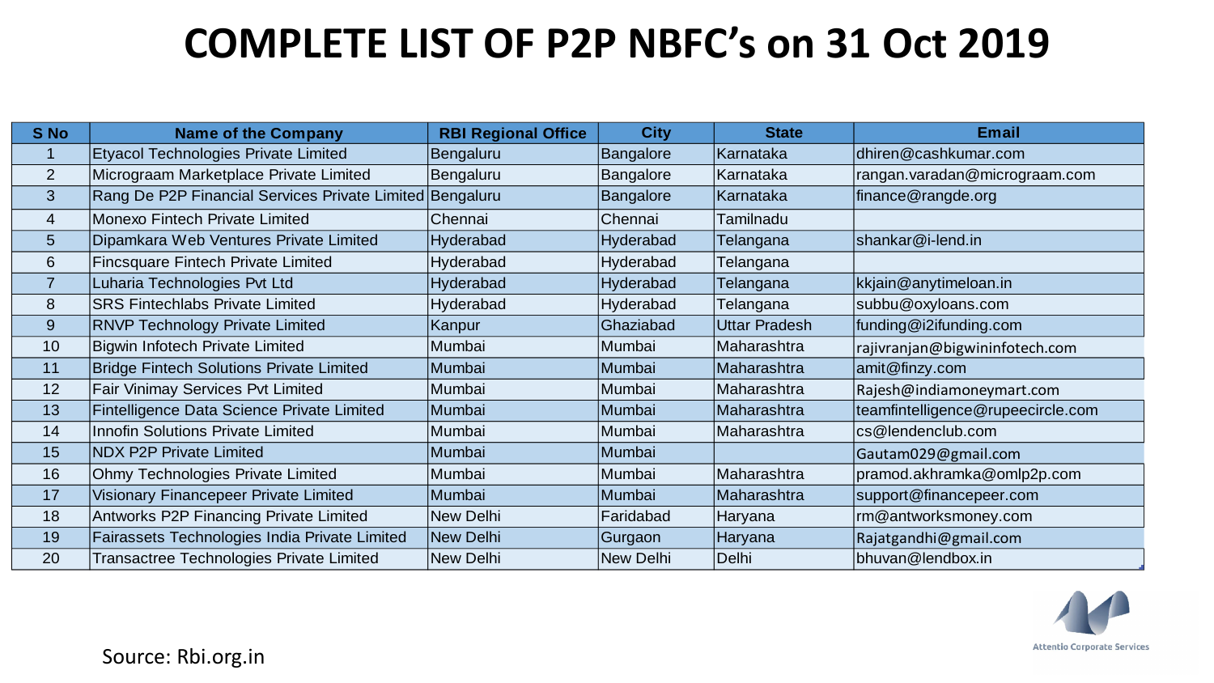# COMPLETE LIST OF P2P NBFC's on 31 Oct 2019

| S No | Name of the Company | RBI Regional Office | City | State | Email |
|---|---|---|---|---|---|
| 1 | Etyacol Technologies Private Limited | Bengaluru | Bangalore | Karnataka | dhiren@cashkumar.com |
| 2 | Micrograam Marketplace Private Limited | Bengaluru | Bangalore | Karnataka | rangan.varadan@micrograam.com |
| 3 | Rang De P2P Financial Services Private Limited | Bengaluru | Bangalore | Karnataka | finance@rangde.org |
| 4 | Monexo Fintech Private Limited | Chennai | Chennai | Tamilnadu | |
| 5 | Dipamkara Web Ventures Private Limited | Hyderabad | Hyderabad | Telangana | shankar@i-lend.in |
| 6 | Fincsquare Fintech Private Limited | Hyderabad | Hyderabad | Telangana | |
| 7 | Luharia Technologies Pvt Ltd | Hyderabad | Hyderabad | Telangana | kkjain@anytimeloan.in |
| 8 | SRS Fintechlabs Private Limited | Hyderabad | Hyderabad | Telangana | subbu@oxyloans.com |
| 9 | RNVP Technology Private Limited | Kanpur | Ghaziabad | Uttar Pradesh | funding@i2ifunding.com |
| 10 | Bigwin Infotech Private Limited | Mumbai | Mumbai | Maharashtra | rajivranjan@bigwininfotech.com |
| 11 | Bridge Fintech Solutions Private Limited | Mumbai | Mumbai | Maharashtra | amit@finzy.com |
| 12 | Fair Vinimay Services Pvt Limited | Mumbai | Mumbai | Maharashtra | Rajesh@indiamoneymart.com |
| 13 | Fintelligence Data Science Private Limited | Mumbai | Mumbai | Maharashtra | teamfintelligence@rupeecircle.com |
| 14 | Innofin Solutions Private Limited | Mumbai | Mumbai | Maharashtra | cs@lendenclub.com |
| 15 | NDX P2P Private Limited | Mumbai | Mumbai | | Gautam029@gmail.com |
| 16 | Ohmy Technologies Private Limited | Mumbai | Mumbai | Maharashtra | pramod.akhramka@omlp2p.com |
| 17 | Visionary Financepeer Private Limited | Mumbai | Mumbai | Maharashtra | support@financepeer.com |
| 18 | Antworks P2P Financing Private Limited | New Delhi | Faridabad | Haryana | rm@antworksmoney.com |
| 19 | Fairassets Technologies India Private Limited | New Delhi | Gurgaon | Haryana | Rajatgandhi@gmail.com |
| 20 | Transactree Technologies Private Limited | New Delhi | New Delhi | Delhi | bhuvan@lendbox.in |

Source: Rbi.org.in

Attentio Corporate Services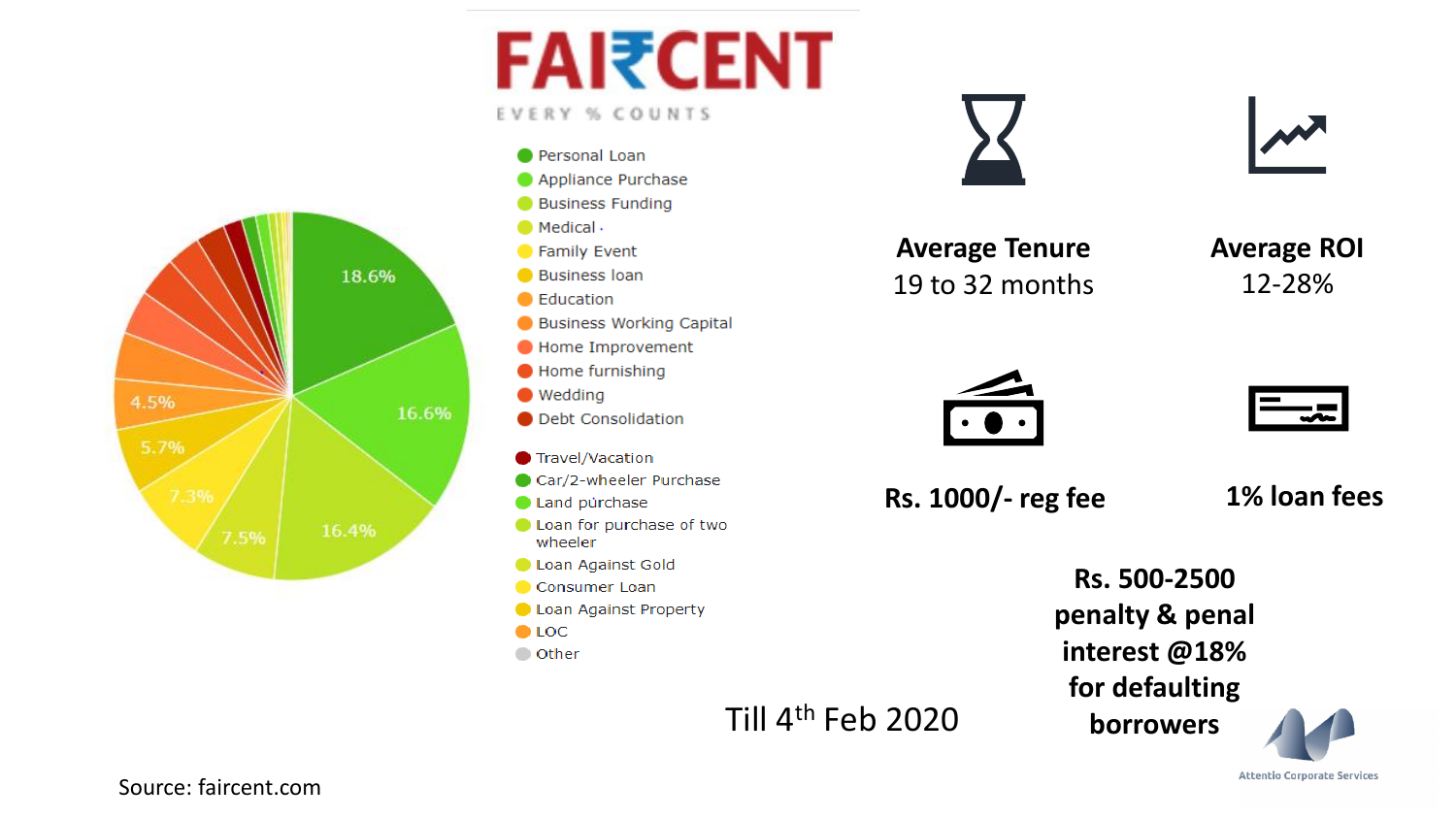# FAI₹CENT

EVERY % COUNTS

- Personal Loan
- Appliance Purchase
- Business Funding
- Medical
- Family Event
- Business loan
- Education
- Business Working Capital
- Home Improvement
- Home furnishing
- Wedding
- Debt Consolidation
- Travel/Vacation
- Car/2-wheeler Purchase
- Land purchase
- Loan for purchase of two wheeler
- Loan Against Gold
- Consumer Loan
- Loan Against Property
- LOC
- Other

18.6% | 16.6% | 16.4% | 7.5% | 7.3% | 5.7% | 4.5%

**Average Tenure**
19 to 32 months

**Average ROI**
12-28%

**Rs. 1000/- reg fee**

**1% loan fees**

**Rs. 500-2500 penalty & penal interest @18% for defaulting borrowers**

Till 4th Feb 2020

Source: faircent.com

Attentio Corporate Services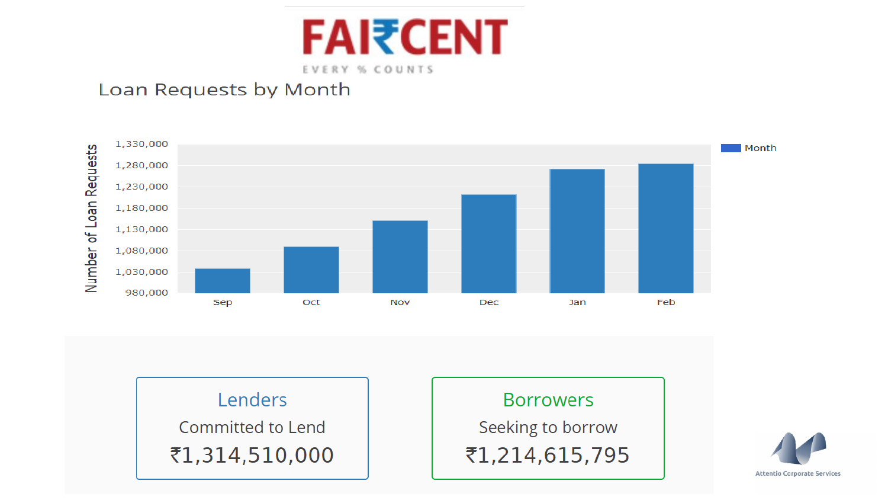FAI₹CENT

EVERY % COUNTS

## Loan Requests by Month

| Month | Number of Loan Requests |
|---|---|
| Sep | ~1,035,000 |
| Oct | ~1,090,000 |
| Nov | ~1,150,000 |
| Dec | ~1,210,000 |
| Jan | ~1,270,000 |
| Feb | ~1,280,000 |

| Lenders | Borrowers |
|---|---|
| Committed to Lend | Seeking to borrow |
| ₹1,314,510,000 | ₹1,214,615,795 |

Attentio Corporate Services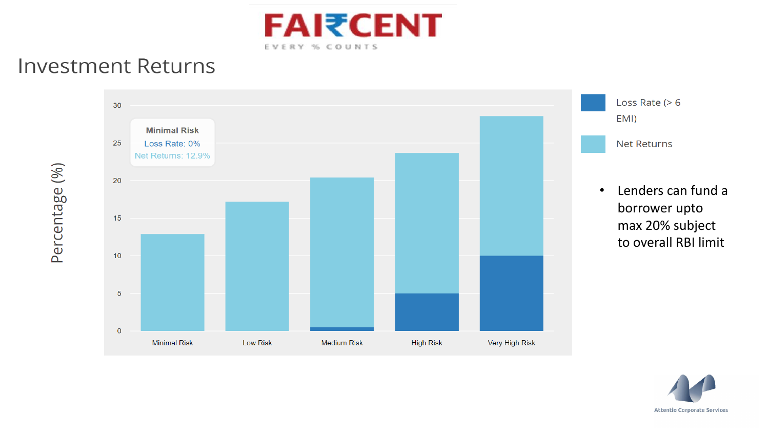FAI₹CENT

EVERY % COUNTS

# Investment Returns

Percentage (%)

Minimal Risk
Loss Rate: 0%
Net Returns: 12.9%

Minimal Risk | Low Risk | Medium Risk | High Risk | Very High Risk

Loss Rate (> 6 EMI)

Net Returns

- Lenders can fund a borrower upto max 20% subject to overall RBI limit

Attentio Corporate Services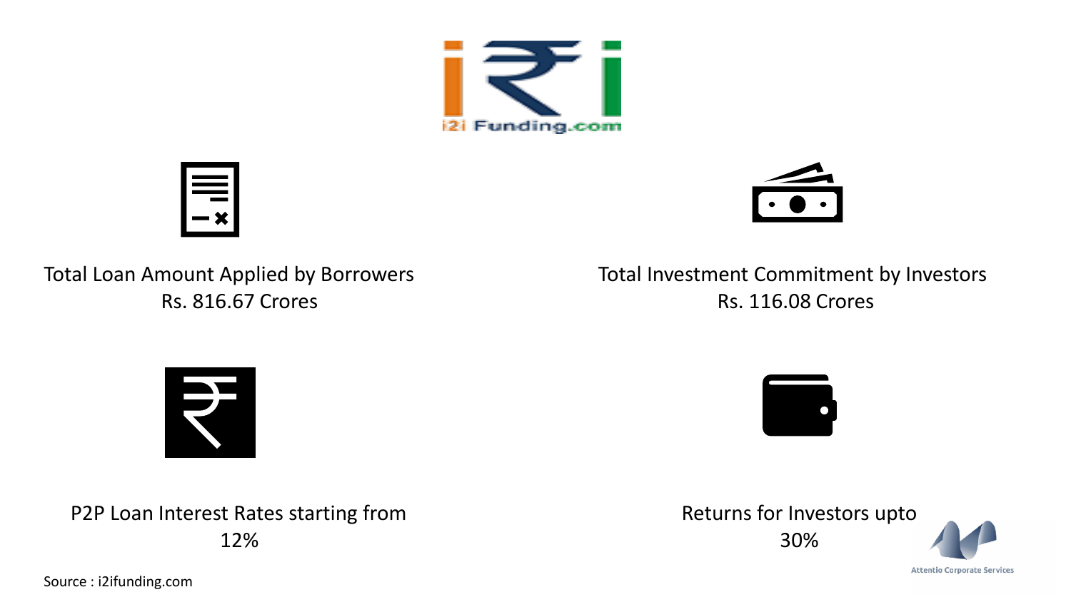Total Loan Amount Applied by Borrowers
Rs. 816.67 Crores

Total Investment Commitment by Investors
Rs. 116.08 Crores

P2P Loan Interest Rates starting from
12%

Returns for Investors upto
30%

Source : i2ifunding.com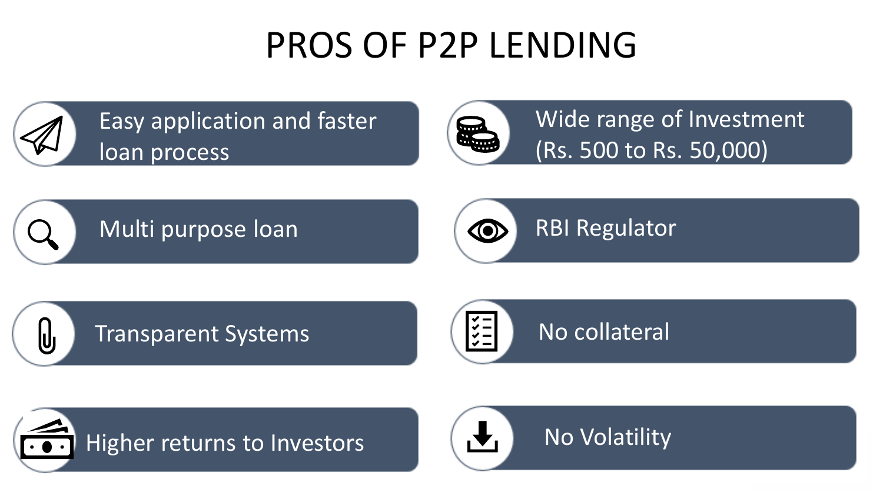# PROS OF P2P LENDING

- Easy application and faster loan process
- Wide range of Investment (Rs. 500 to Rs. 50,000)
- Multi purpose loan
- RBI Regulator
- Transparent Systems
- No collateral
- Higher returns to Investors
- No Volatility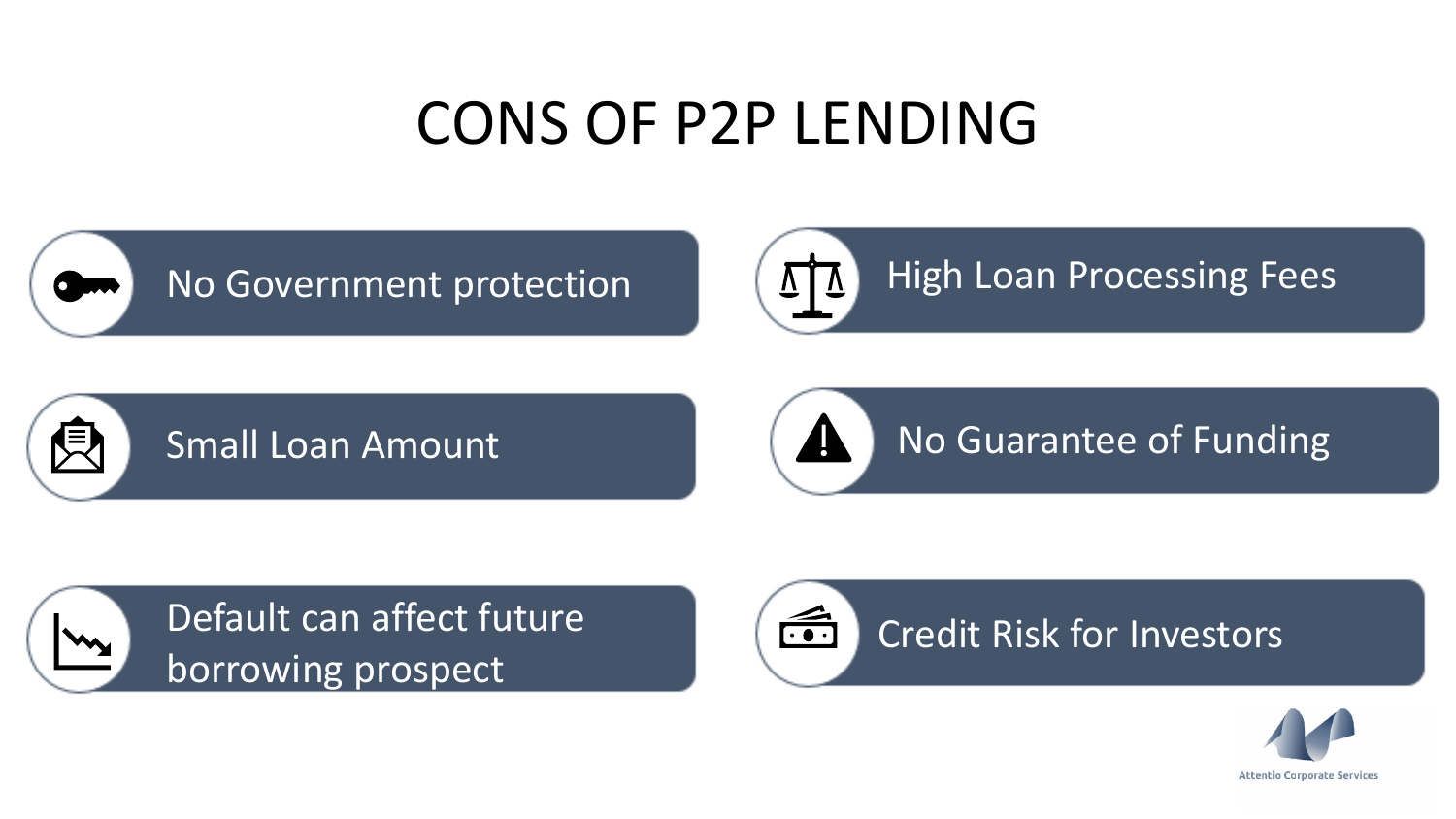# CONS OF P2P LENDING

- No Government protection
- High Loan Processing Fees
- Small Loan Amount
- No Guarantee of Funding
- Default can affect future borrowing prospect
- Credit Risk for Investors

Attentio Corporate Services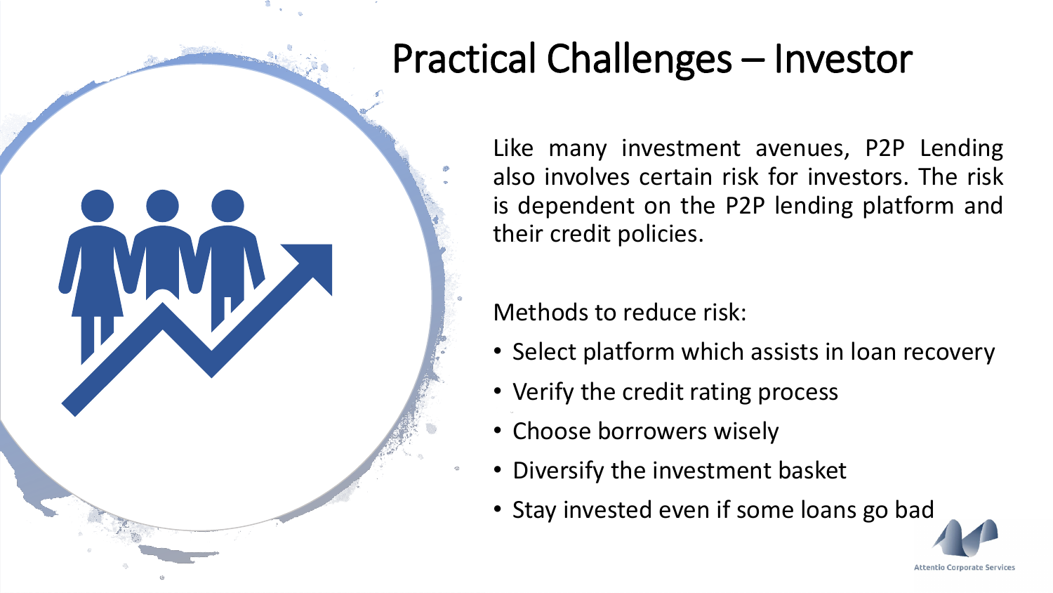# Practical Challenges – Investor

Like many investment avenues, P2P Lending also involves certain risk for investors. The risk is dependent on the P2P lending platform and their credit policies.

Methods to reduce risk:

- Select platform which assists in loan recovery
- Verify the credit rating process
- Choose borrowers wisely
- Diversify the investment basket
- Stay invested even if some loans go bad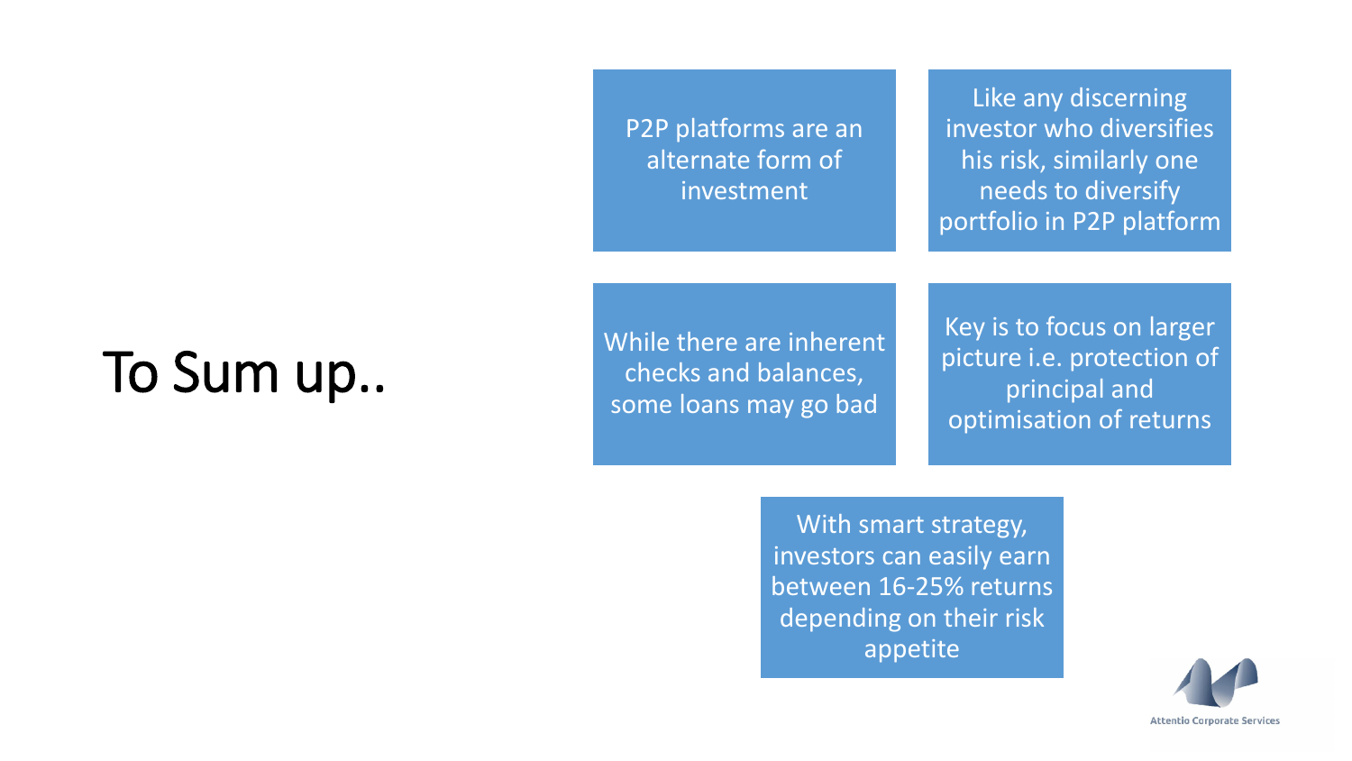# To Sum up..

- P2P platforms are an alternate form of investment
- Like any discerning investor who diversifies his risk, similarly one needs to diversify portfolio in P2P platform
- While there are inherent checks and balances, some loans may go bad
- Key is to focus on larger picture i.e. protection of principal and optimisation of returns
- With smart strategy, investors can easily earn between 16-25% returns depending on their risk appetite

Attentio Corporate Services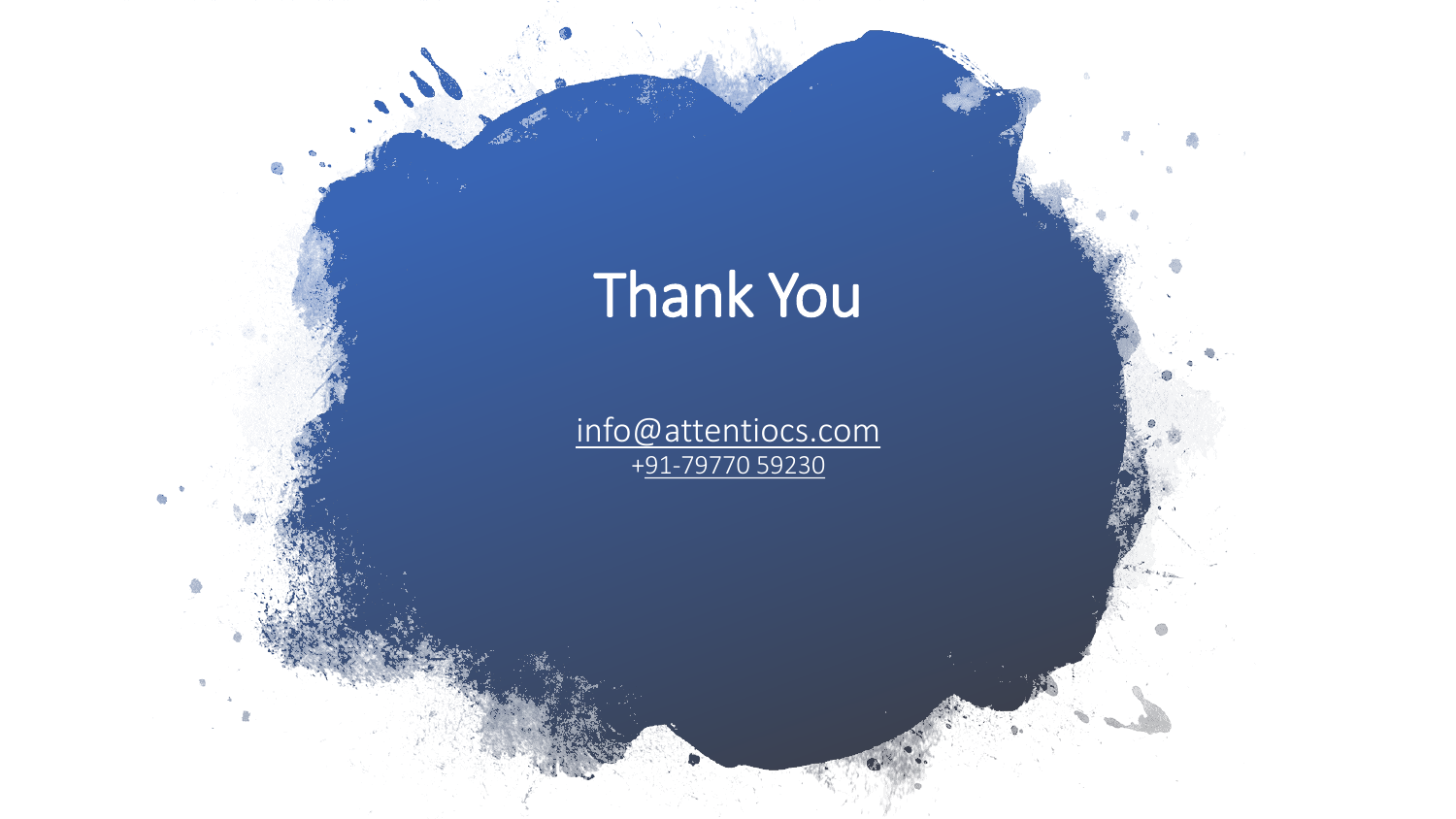# Thank You

info@attentiocs.com
+91-79770 59230